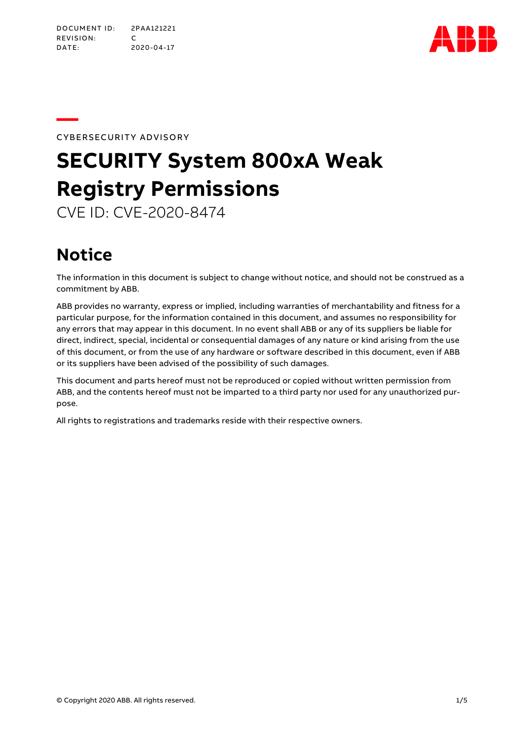DOCUMENT ID: 2PAA121221
REVISION: C
DATE: 2020-04-17

CYBERSECURITY ADVISORY

# SECURITY System 800xA Weak Registry Permissions

CVE ID: CVE-2020-8474

## Notice

The information in this document is subject to change without notice, and should not be construed as a commitment by ABB.

ABB provides no warranty, express or implied, including warranties of merchantability and fitness for a particular purpose, for the information contained in this document, and assumes no responsibility for any errors that may appear in this document. In no event shall ABB or any of its suppliers be liable for direct, indirect, special, incidental or consequential damages of any nature or kind arising from the use of this document, or from the use of any hardware or software described in this document, even if ABB or its suppliers have been advised of the possibility of such damages.

This document and parts hereof must not be reproduced or copied without written permission from ABB, and the contents hereof must not be imparted to a third party nor used for any unauthorized purpose.

All rights to registrations and trademarks reside with their respective owners.

© Copyright 2020 ABB. All rights reserved.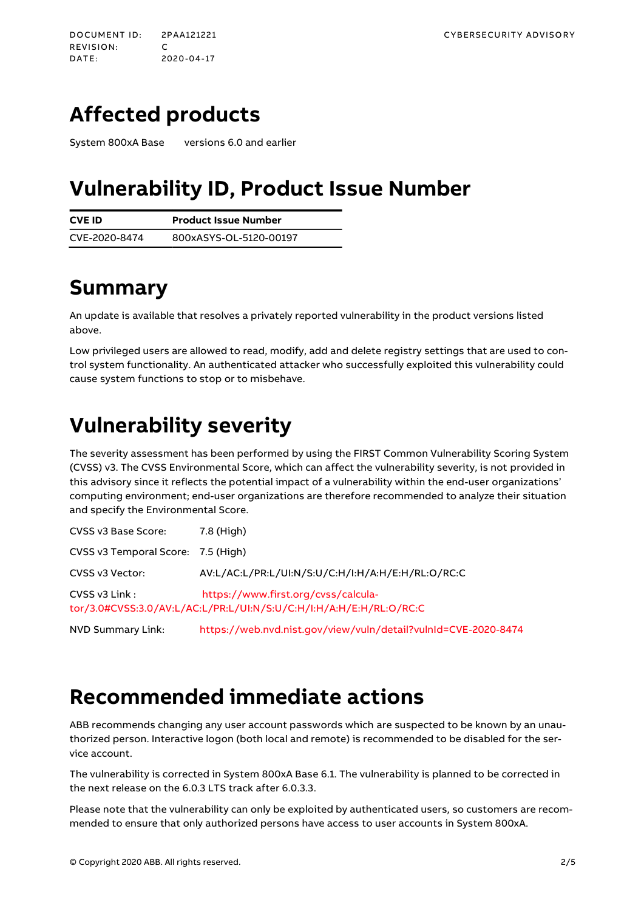# Affected products

System 800xA Base versions 6.0 and earlier

# Vulnerability ID, Product Issue Number

| CVE ID | Product Issue Number |
| --- | --- |
| CVE-2020-8474 | 800xASYS-OL-5120-00197 |

# Summary

An update is available that resolves a privately reported vulnerability in the product versions listed above.

Low privileged users are allowed to read, modify, add and delete registry settings that are used to control system functionality. An authenticated attacker who successfully exploited this vulnerability could cause system functions to stop or to misbehave.

# Vulnerability severity

The severity assessment has been performed by using the FIRST Common Vulnerability Scoring System (CVSS) v3. The CVSS Environmental Score, which can affect the vulnerability severity, is not provided in this advisory since it reflects the potential impact of a vulnerability within the end-user organizations' computing environment; end-user organizations are therefore recommended to analyze their situation and specify the Environmental Score.

CVSS v3 Base Score: 7.8 (High)

CVSS v3 Temporal Score: 7.5 (High)

CVSS v3 Vector: AV:L/AC:L/PR:L/UI:N/S:U/C:H/I:H/A:H/E:H/RL:O/RC:C

CVSS v3 Link : https://www.first.org/cvss/calculator/3.0#CVSS:3.0/AV:L/AC:L/PR:L/UI:N/S:U/C:H/I:H/A:H/E:H/RL:O/RC:C

NVD Summary Link: https://web.nvd.nist.gov/view/vuln/detail?vulnId=CVE-2020-8474

# Recommended immediate actions

ABB recommends changing any user account passwords which are suspected to be known by an unauthorized person. Interactive logon (both local and remote) is recommended to be disabled for the service account.

The vulnerability is corrected in System 800xA Base 6.1. The vulnerability is planned to be corrected in the next release on the 6.0.3 LTS track after 6.0.3.3.

Please note that the vulnerability can only be exploited by authenticated users, so customers are recommended to ensure that only authorized persons have access to user accounts in System 800xA.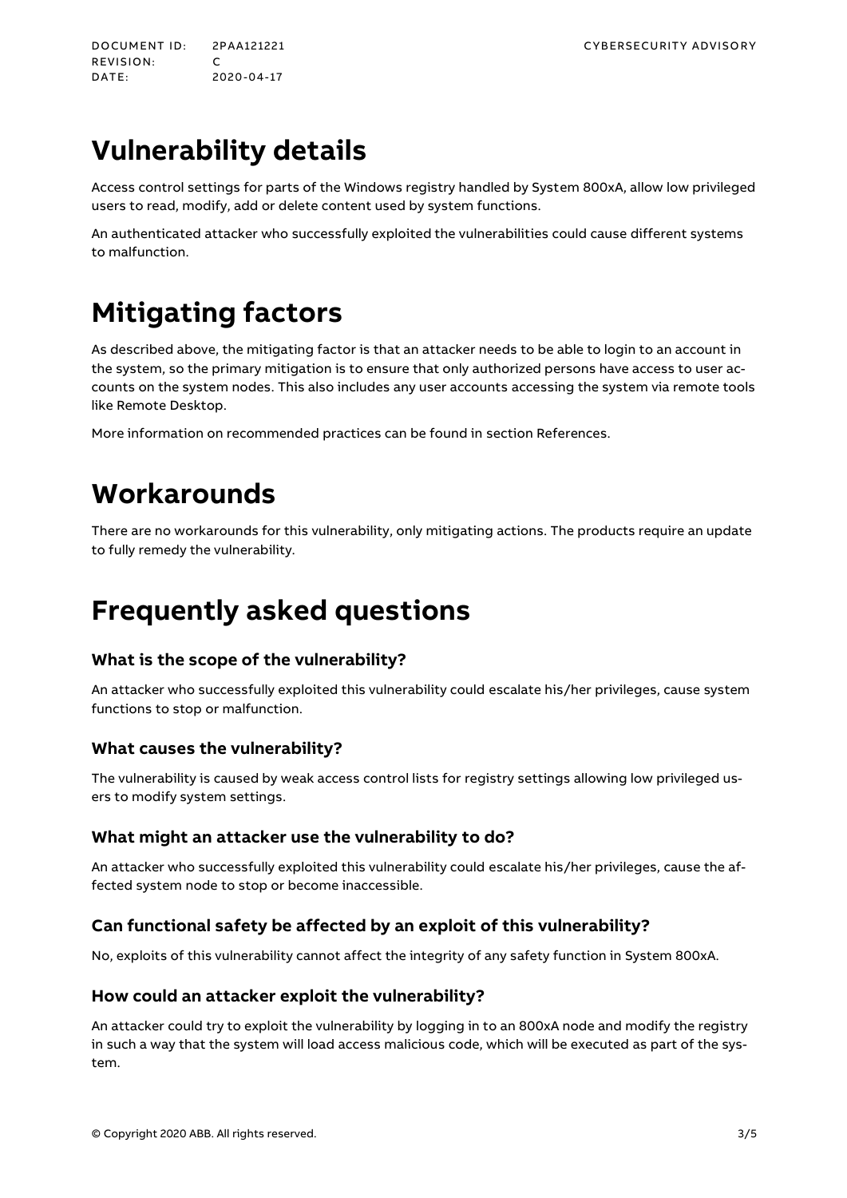# Vulnerability details

Access control settings for parts of the Windows registry handled by System 800xA, allow low privileged users to read, modify, add or delete content used by system functions.

An authenticated attacker who successfully exploited the vulnerabilities could cause different systems to malfunction.

# Mitigating factors

As described above, the mitigating factor is that an attacker needs to be able to login to an account in the system, so the primary mitigation is to ensure that only authorized persons have access to user accounts on the system nodes. This also includes any user accounts accessing the system via remote tools like Remote Desktop.

More information on recommended practices can be found in section References.

# Workarounds

There are no workarounds for this vulnerability, only mitigating actions. The products require an update to fully remedy the vulnerability.

# Frequently asked questions

### What is the scope of the vulnerability?

An attacker who successfully exploited this vulnerability could escalate his/her privileges, cause system functions to stop or malfunction.

### What causes the vulnerability?

The vulnerability is caused by weak access control lists for registry settings allowing low privileged users to modify system settings.

### What might an attacker use the vulnerability to do?

An attacker who successfully exploited this vulnerability could escalate his/her privileges, cause the affected system node to stop or become inaccessible.

### Can functional safety be affected by an exploit of this vulnerability?

No, exploits of this vulnerability cannot affect the integrity of any safety function in System 800xA.

### How could an attacker exploit the vulnerability?

An attacker could try to exploit the vulnerability by logging in to an 800xA node and modify the registry in such a way that the system will load access malicious code, which will be executed as part of the system.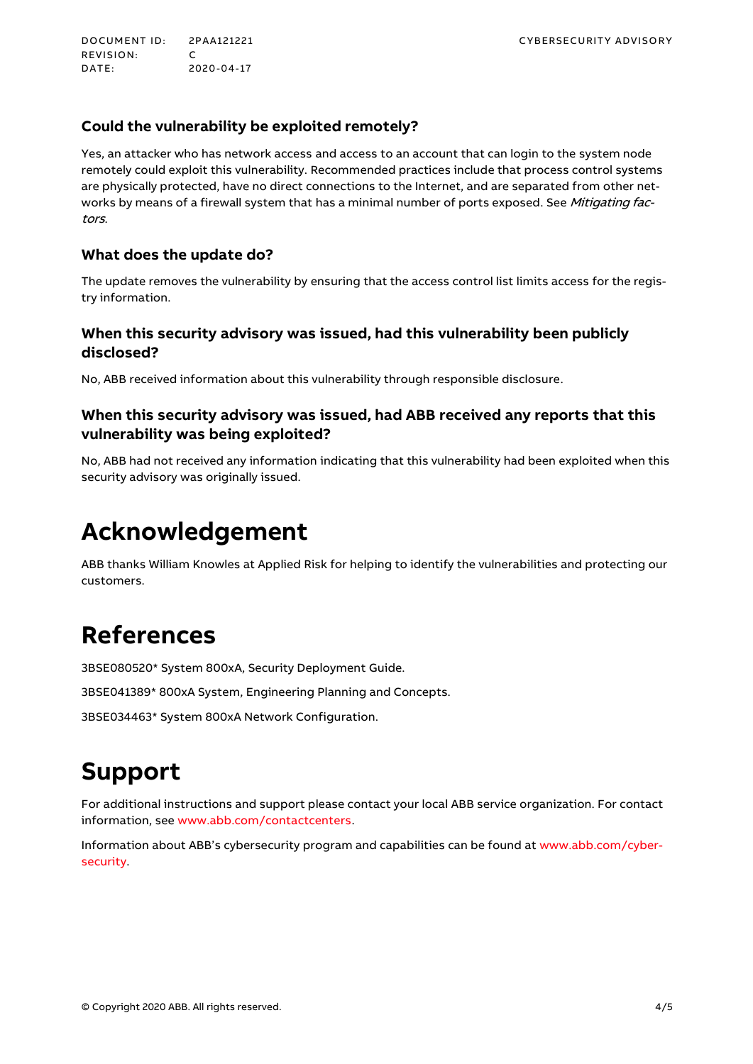### Could the vulnerability be exploited remotely?

Yes, an attacker who has network access and access to an account that can login to the system node remotely could exploit this vulnerability. Recommended practices include that process control systems are physically protected, have no direct connections to the Internet, and are separated from other networks by means of a firewall system that has a minimal number of ports exposed. See *Mitigating factors*.

### What does the update do?

The update removes the vulnerability by ensuring that the access control list limits access for the registry information.

### When this security advisory was issued, had this vulnerability been publicly disclosed?

No, ABB received information about this vulnerability through responsible disclosure.

### When this security advisory was issued, had ABB received any reports that this vulnerability was being exploited?

No, ABB had not received any information indicating that this vulnerability had been exploited when this security advisory was originally issued.

# Acknowledgement

ABB thanks William Knowles at Applied Risk for helping to identify the vulnerabilities and protecting our customers.

# References

3BSE080520* System 800xA, Security Deployment Guide.

3BSE041389* 800xA System, Engineering Planning and Concepts.

3BSE034463* System 800xA Network Configuration.

# Support

For additional instructions and support please contact your local ABB service organization. For contact information, see www.abb.com/contactcenters.

Information about ABB's cybersecurity program and capabilities can be found at www.abb.com/cybersecurity.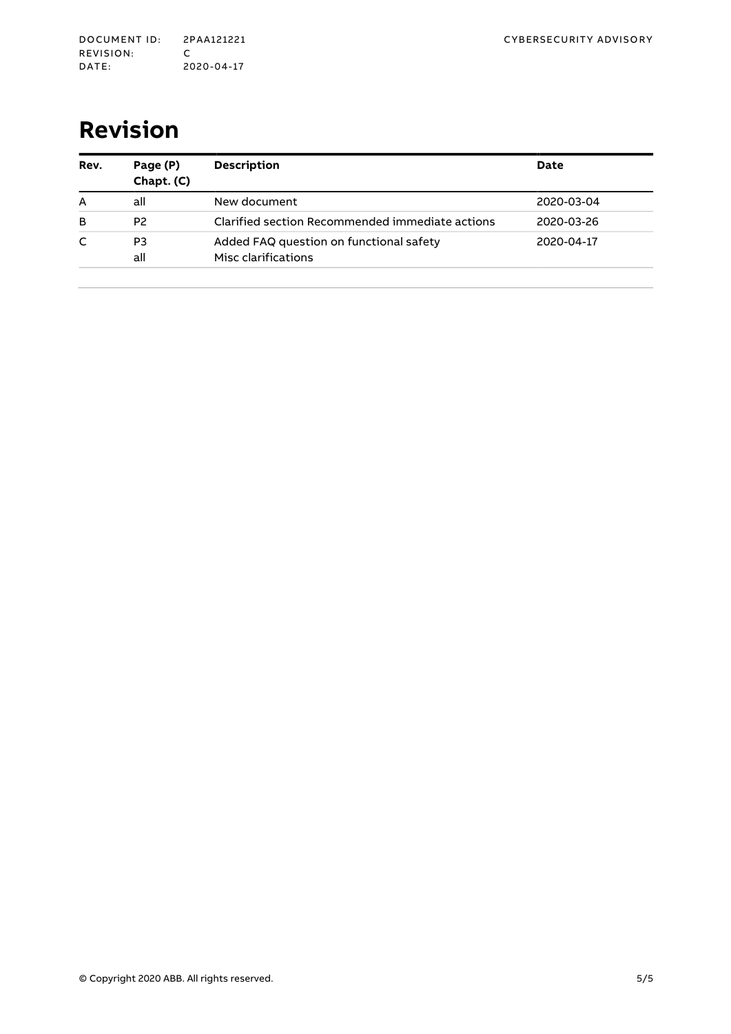# Revision

| Rev. | Page (P) Chapt. (C) | Description | Date |
|---|---|---|---|
| A | all | New document | 2020-03-04 |
| B | P2 | Clarified section Recommended immediate actions | 2020-03-26 |
| C | P3<br>all | Added FAQ question on functional safety<br>Misc clarifications | 2020-04-17 |